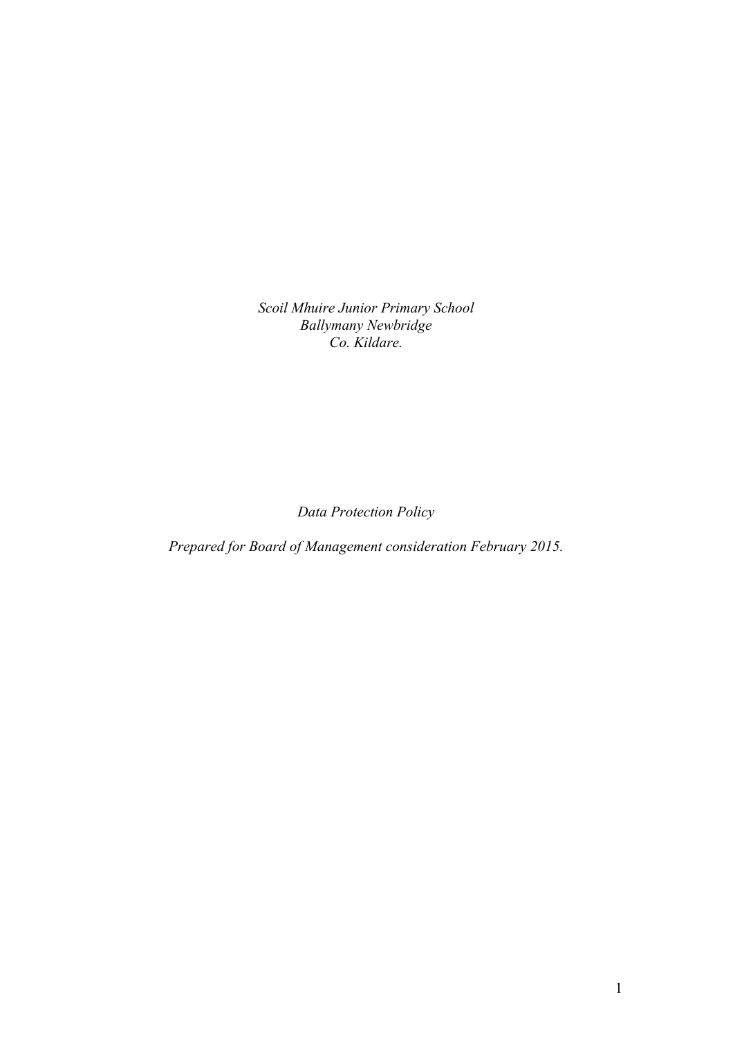*Scoil Mhuire Junior Primary School*
*Ballymany Newbridge*
*Co. Kildare.*

*Data Protection Policy*

*Prepared for Board of Management consideration February 2015.*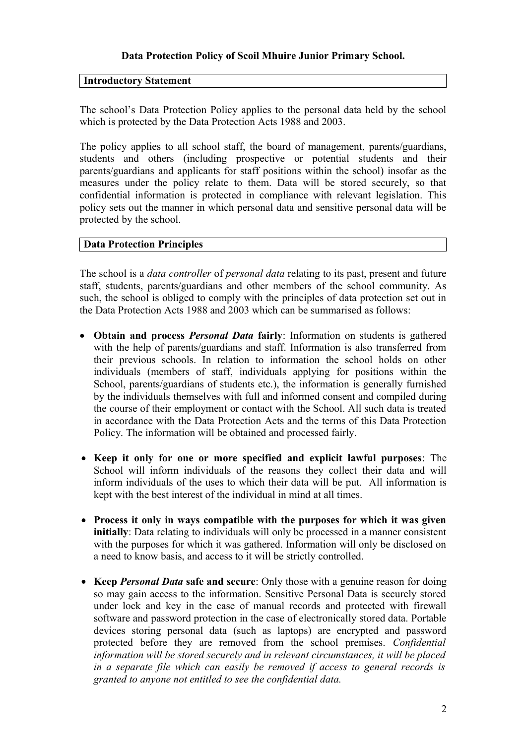**Data Protection Policy of Scoil Mhuire Junior Primary School.**

## Introductory Statement

The school's Data Protection Policy applies to the personal data held by the school which is protected by the Data Protection Acts 1988 and 2003.

The policy applies to all school staff, the board of management, parents/guardians, students and others (including prospective or potential students and their parents/guardians and applicants for staff positions within the school) insofar as the measures under the policy relate to them. Data will be stored securely, so that confidential information is protected in compliance with relevant legislation. This policy sets out the manner in which personal data and sensitive personal data will be protected by the school.

## Data Protection Principles

The school is a *data controller* of *personal data* relating to its past, present and future staff, students, parents/guardians and other members of the school community. As such, the school is obliged to comply with the principles of data protection set out in the Data Protection Acts 1988 and 2003 which can be summarised as follows:

- **Obtain and process *Personal Data* fairly**: Information on students is gathered with the help of parents/guardians and staff. Information is also transferred from their previous schools. In relation to information the school holds on other individuals (members of staff, individuals applying for positions within the School, parents/guardians of students etc.), the information is generally furnished by the individuals themselves with full and informed consent and compiled during the course of their employment or contact with the School. All such data is treated in accordance with the Data Protection Acts and the terms of this Data Protection Policy. The information will be obtained and processed fairly.

- **Keep it only for one or more specified and explicit lawful purposes**: The School will inform individuals of the reasons they collect their data and will inform individuals of the uses to which their data will be put. All information is kept with the best interest of the individual in mind at all times.

- **Process it only in ways compatible with the purposes for which it was given initially**: Data relating to individuals will only be processed in a manner consistent with the purposes for which it was gathered. Information will only be disclosed on a need to know basis, and access to it will be strictly controlled.

- **Keep *Personal Data* safe and secure**: Only those with a genuine reason for doing so may gain access to the information. Sensitive Personal Data is securely stored under lock and key in the case of manual records and protected with firewall software and password protection in the case of electronically stored data. Portable devices storing personal data (such as laptops) are encrypted and password protected before they are removed from the school premises. *Confidential information will be stored securely and in relevant circumstances, it will be placed in a separate file which can easily be removed if access to general records is granted to anyone not entitled to see the confidential data.*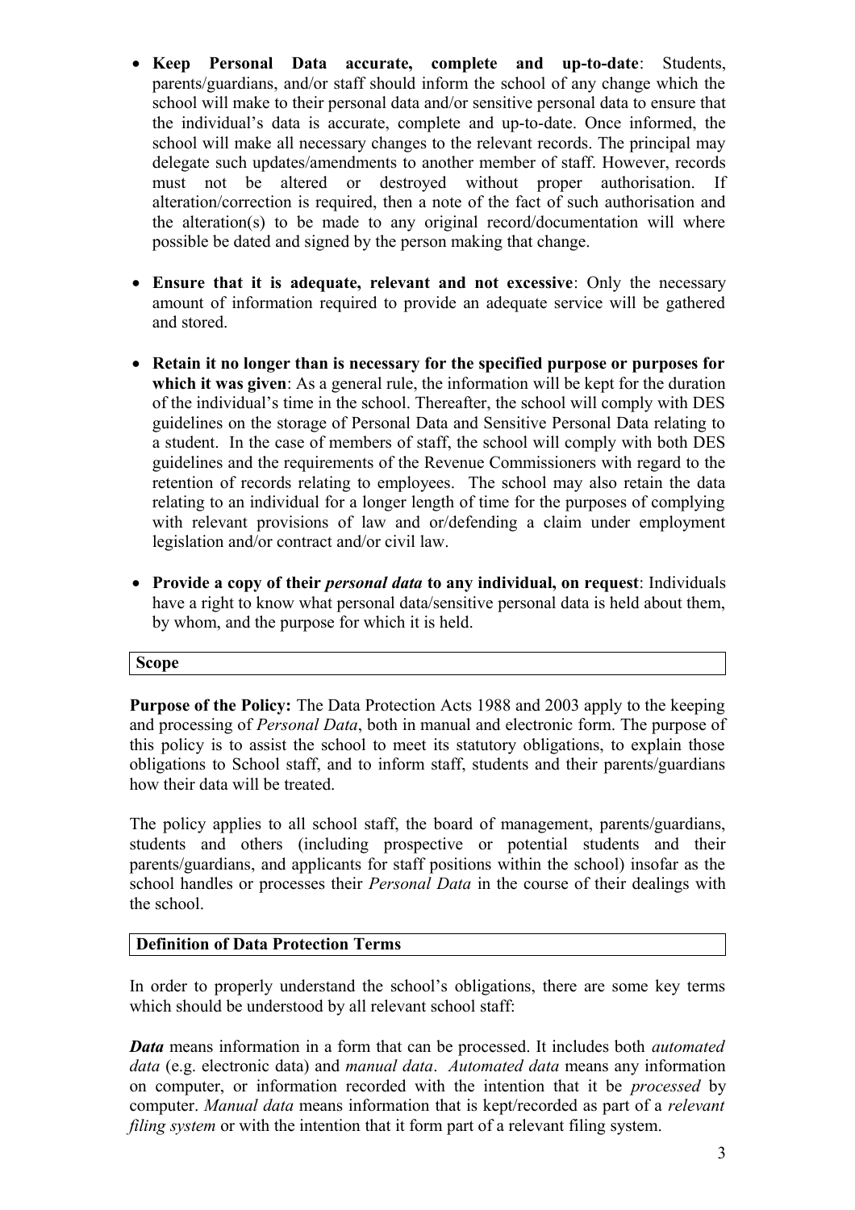- **Keep Personal Data accurate, complete and up-to-date**: Students, parents/guardians, and/or staff should inform the school of any change which the school will make to their personal data and/or sensitive personal data to ensure that the individual's data is accurate, complete and up-to-date. Once informed, the school will make all necessary changes to the relevant records. The principal may delegate such updates/amendments to another member of staff. However, records must not be altered or destroyed without proper authorisation. If alteration/correction is required, then a note of the fact of such authorisation and the alteration(s) to be made to any original record/documentation will where possible be dated and signed by the person making that change.

- **Ensure that it is adequate, relevant and not excessive**: Only the necessary amount of information required to provide an adequate service will be gathered and stored.

- **Retain it no longer than is necessary for the specified purpose or purposes for which it was given**: As a general rule, the information will be kept for the duration of the individual's time in the school. Thereafter, the school will comply with DES guidelines on the storage of Personal Data and Sensitive Personal Data relating to a student. In the case of members of staff, the school will comply with both DES guidelines and the requirements of the Revenue Commissioners with regard to the retention of records relating to employees. The school may also retain the data relating to an individual for a longer length of time for the purposes of complying with relevant provisions of law and or/defending a claim under employment legislation and/or contract and/or civil law.

- **Provide a copy of their *personal data* to any individual, on request**: Individuals have a right to know what personal data/sensitive personal data is held about them, by whom, and the purpose for which it is held.

## Scope

**Purpose of the Policy:** The Data Protection Acts 1988 and 2003 apply to the keeping and processing of *Personal Data*, both in manual and electronic form. The purpose of this policy is to assist the school to meet its statutory obligations, to explain those obligations to School staff, and to inform staff, students and their parents/guardians how their data will be treated.

The policy applies to all school staff, the board of management, parents/guardians, students and others (including prospective or potential students and their parents/guardians, and applicants for staff positions within the school) insofar as the school handles or processes their *Personal Data* in the course of their dealings with the school.

## Definition of Data Protection Terms

In order to properly understand the school's obligations, there are some key terms which should be understood by all relevant school staff:

***Data*** means information in a form that can be processed. It includes both *automated data* (e.g. electronic data) and *manual data*. *Automated data* means any information on computer, or information recorded with the intention that it be *processed* by computer. *Manual data* means information that is kept/recorded as part of a *relevant filing system* or with the intention that it form part of a relevant filing system.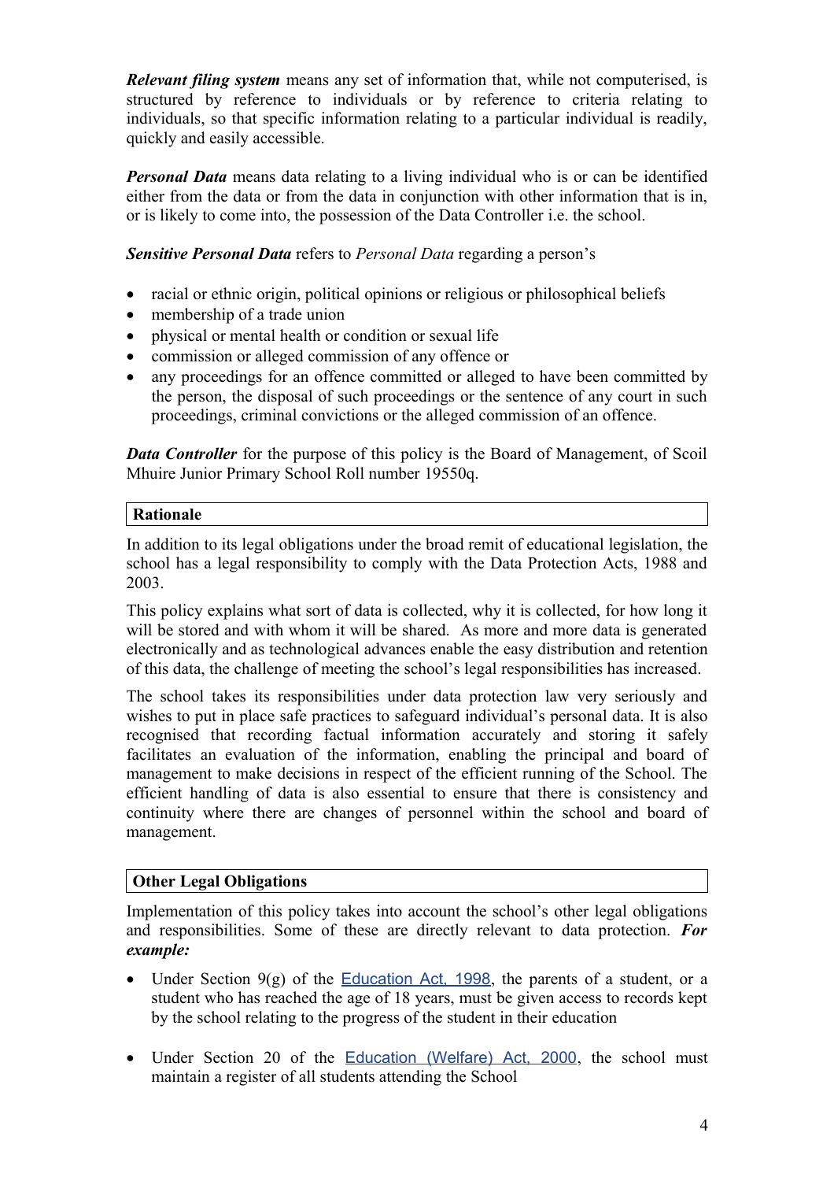***Relevant filing system*** means any set of information that, while not computerised, is structured by reference to individuals or by reference to criteria relating to individuals, so that specific information relating to a particular individual is readily, quickly and easily accessible.

***Personal Data*** means data relating to a living individual who is or can be identified either from the data or from the data in conjunction with other information that is in, or is likely to come into, the possession of the Data Controller i.e. the school.

***Sensitive Personal Data*** refers to *Personal Data* regarding a person's

- racial or ethnic origin, political opinions or religious or philosophical beliefs
- membership of a trade union
- physical or mental health or condition or sexual life
- commission or alleged commission of any offence or
- any proceedings for an offence committed or alleged to have been committed by the person, the disposal of such proceedings or the sentence of any court in such proceedings, criminal convictions or the alleged commission of an offence.

***Data Controller*** for the purpose of this policy is the Board of Management, of Scoil Mhuire Junior Primary School Roll number 19550q.

## Rationale

In addition to its legal obligations under the broad remit of educational legislation, the school has a legal responsibility to comply with the Data Protection Acts, 1988 and 2003.

This policy explains what sort of data is collected, why it is collected, for how long it will be stored and with whom it will be shared. As more and more data is generated electronically and as technological advances enable the easy distribution and retention of this data, the challenge of meeting the school's legal responsibilities has increased.

The school takes its responsibilities under data protection law very seriously and wishes to put in place safe practices to safeguard individual's personal data. It is also recognised that recording factual information accurately and storing it safely facilitates an evaluation of the information, enabling the principal and board of management to make decisions in respect of the efficient running of the School. The efficient handling of data is also essential to ensure that there is consistency and continuity where there are changes of personnel within the school and board of management.

## Other Legal Obligations

Implementation of this policy takes into account the school's other legal obligations and responsibilities. Some of these are directly relevant to data protection. ***For example:***

- Under Section 9(g) of the Education Act, 1998, the parents of a student, or a student who has reached the age of 18 years, must be given access to records kept by the school relating to the progress of the student in their education

- Under Section 20 of the Education (Welfare) Act, 2000, the school must maintain a register of all students attending the School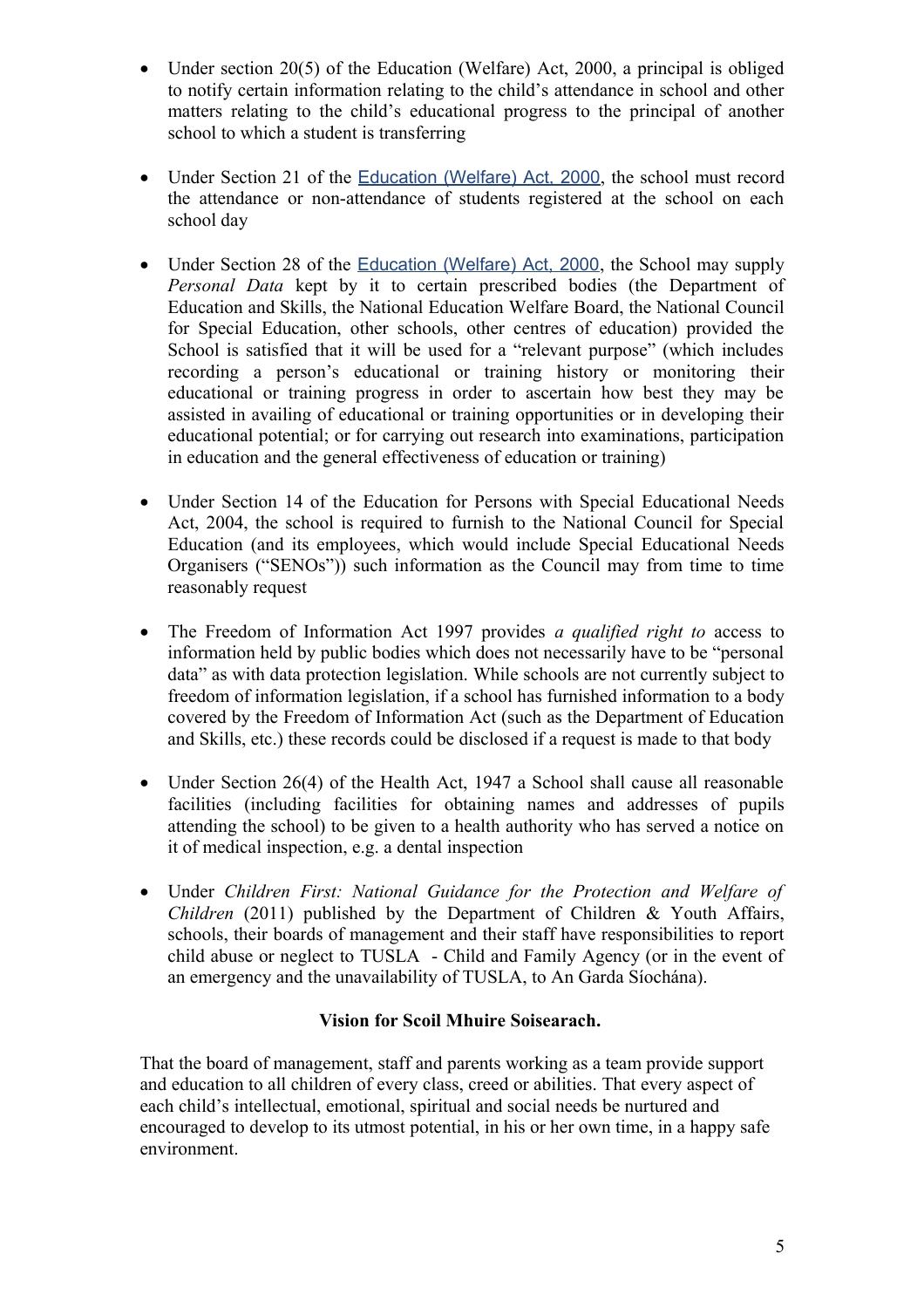- Under section 20(5) of the Education (Welfare) Act, 2000, a principal is obliged to notify certain information relating to the child's attendance in school and other matters relating to the child's educational progress to the principal of another school to which a student is transferring

- Under Section 21 of the Education (Welfare) Act, 2000, the school must record the attendance or non-attendance of students registered at the school on each school day

- Under Section 28 of the Education (Welfare) Act, 2000, the School may supply *Personal Data* kept by it to certain prescribed bodies (the Department of Education and Skills, the National Education Welfare Board, the National Council for Special Education, other schools, other centres of education) provided the School is satisfied that it will be used for a "relevant purpose" (which includes recording a person's educational or training history or monitoring their educational or training progress in order to ascertain how best they may be assisted in availing of educational or training opportunities or in developing their educational potential; or for carrying out research into examinations, participation in education and the general effectiveness of education or training)

- Under Section 14 of the Education for Persons with Special Educational Needs Act, 2004, the school is required to furnish to the National Council for Special Education (and its employees, which would include Special Educational Needs Organisers ("SENOs")) such information as the Council may from time to time reasonably request

- The Freedom of Information Act 1997 provides *a qualified right to* access to information held by public bodies which does not necessarily have to be "personal data" as with data protection legislation. While schools are not currently subject to freedom of information legislation, if a school has furnished information to a body covered by the Freedom of Information Act (such as the Department of Education and Skills, etc.) these records could be disclosed if a request is made to that body

- Under Section 26(4) of the Health Act, 1947 a School shall cause all reasonable facilities (including facilities for obtaining names and addresses of pupils attending the school) to be given to a health authority who has served a notice on it of medical inspection, e.g. a dental inspection

- Under *Children First: National Guidance for the Protection and Welfare of Children* (2011) published by the Department of Children & Youth Affairs, schools, their boards of management and their staff have responsibilities to report child abuse or neglect to TUSLA - Child and Family Agency (or in the event of an emergency and the unavailability of TUSLA, to An Garda Síochána).

**Vision for Scoil Mhuire Soisearach.**

That the board of management, staff and parents working as a team provide support and education to all children of every class, creed or abilities. That every aspect of each child's intellectual, emotional, spiritual and social needs be nurtured and encouraged to develop to its utmost potential, in his or her own time, in a happy safe environment.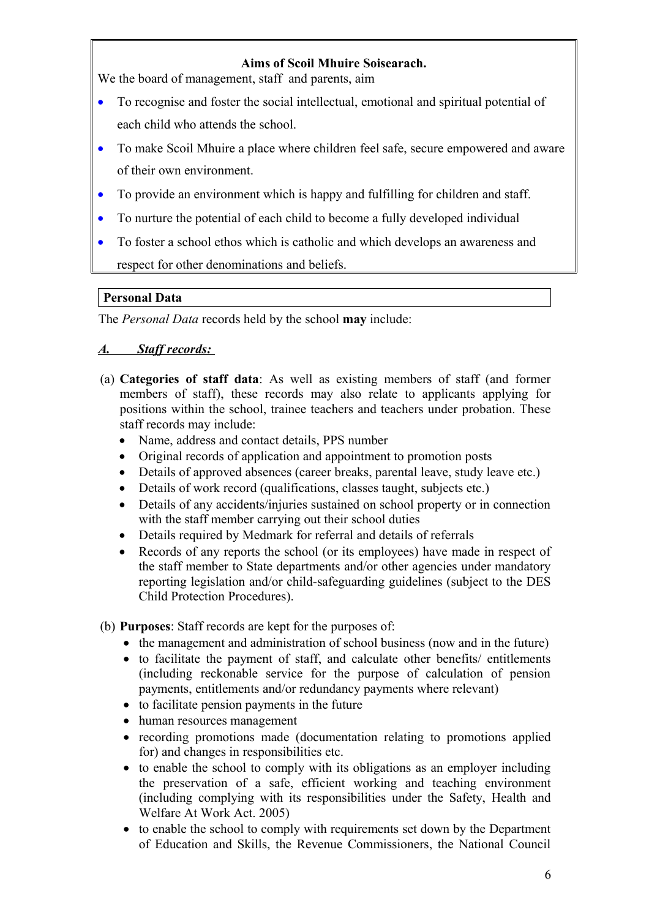**Aims of Scoil Mhuire Soisearach.**

We the board of management, staff and parents, aim

- To recognise and foster the social intellectual, emotional and spiritual potential of each child who attends the school.
- To make Scoil Mhuire a place where children feel safe, secure empowered and aware of their own environment.
- To provide an environment which is happy and fulfilling for children and staff.
- To nurture the potential of each child to become a fully developed individual
- To foster a school ethos which is catholic and which develops an awareness and respect for other denominations and beliefs.

## Personal Data

The *Personal Data* records held by the school **may** include:

### ***A. Staff records:***

(a) **Categories of staff data**: As well as existing members of staff (and former members of staff), these records may also relate to applicants applying for positions within the school, trainee teachers and teachers under probation. These staff records may include:

- Name, address and contact details, PPS number
- Original records of application and appointment to promotion posts
- Details of approved absences (career breaks, parental leave, study leave etc.)
- Details of work record (qualifications, classes taught, subjects etc.)
- Details of any accidents/injuries sustained on school property or in connection with the staff member carrying out their school duties
- Details required by Medmark for referral and details of referrals
- Records of any reports the school (or its employees) have made in respect of the staff member to State departments and/or other agencies under mandatory reporting legislation and/or child-safeguarding guidelines (subject to the DES Child Protection Procedures).

(b) **Purposes**: Staff records are kept for the purposes of:

- the management and administration of school business (now and in the future)
- to facilitate the payment of staff, and calculate other benefits/ entitlements (including reckonable service for the purpose of calculation of pension payments, entitlements and/or redundancy payments where relevant)
- to facilitate pension payments in the future
- human resources management
- recording promotions made (documentation relating to promotions applied for) and changes in responsibilities etc.
- to enable the school to comply with its obligations as an employer including the preservation of a safe, efficient working and teaching environment (including complying with its responsibilities under the Safety, Health and Welfare At Work Act. 2005)
- to enable the school to comply with requirements set down by the Department of Education and Skills, the Revenue Commissioners, the National Council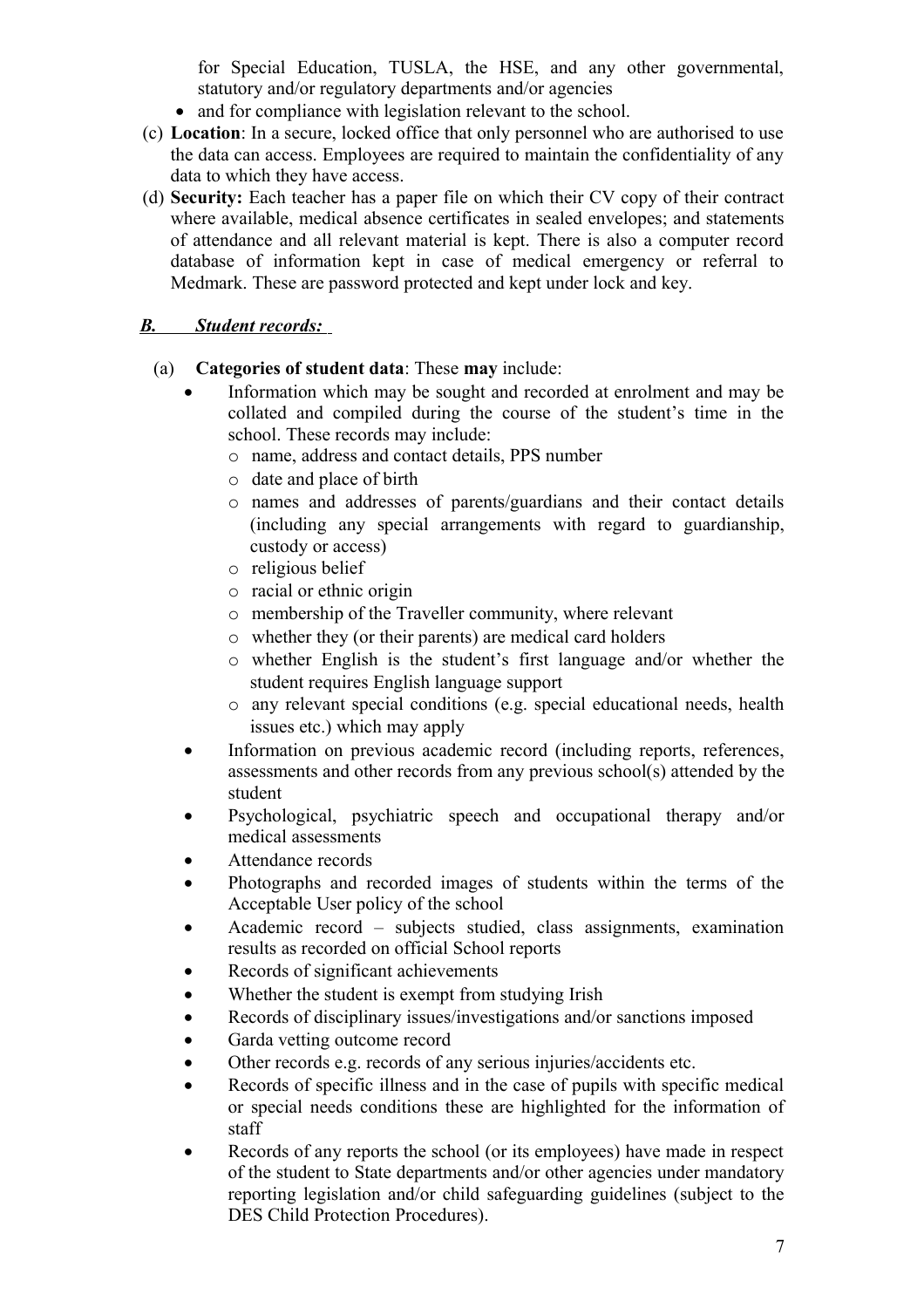for Special Education, TUSLA, the HSE, and any other governmental, statutory and/or regulatory departments and/or agencies

- and for compliance with legislation relevant to the school.

(c) **Location**: In a secure, locked office that only personnel who are authorised to use the data can access. Employees are required to maintain the confidentiality of any data to which they have access.

(d) **Security:** Each teacher has a paper file on which their CV copy of their contract where available, medical absence certificates in sealed envelopes; and statements of attendance and all relevant material is kept. There is also a computer record database of information kept in case of medical emergency or referral to Medmark. These are password protected and kept under lock and key.

***B. Student records:***

(a) **Categories of student data**: These **may** include:

- Information which may be sought and recorded at enrolment and may be collated and compiled during the course of the student's time in the school. These records may include:
  - name, address and contact details, PPS number
  - date and place of birth
  - names and addresses of parents/guardians and their contact details (including any special arrangements with regard to guardianship, custody or access)
  - religious belief
  - racial or ethnic origin
  - membership of the Traveller community, where relevant
  - whether they (or their parents) are medical card holders
  - whether English is the student's first language and/or whether the student requires English language support
  - any relevant special conditions (e.g. special educational needs, health issues etc.) which may apply
- Information on previous academic record (including reports, references, assessments and other records from any previous school(s) attended by the student
- Psychological, psychiatric speech and occupational therapy and/or medical assessments
- Attendance records
- Photographs and recorded images of students within the terms of the Acceptable User policy of the school
- Academic record – subjects studied, class assignments, examination results as recorded on official School reports
- Records of significant achievements
- Whether the student is exempt from studying Irish
- Records of disciplinary issues/investigations and/or sanctions imposed
- Garda vetting outcome record
- Other records e.g. records of any serious injuries/accidents etc.
- Records of specific illness and in the case of pupils with specific medical or special needs conditions these are highlighted for the information of staff
- Records of any reports the school (or its employees) have made in respect of the student to State departments and/or other agencies under mandatory reporting legislation and/or child safeguarding guidelines (subject to the DES Child Protection Procedures).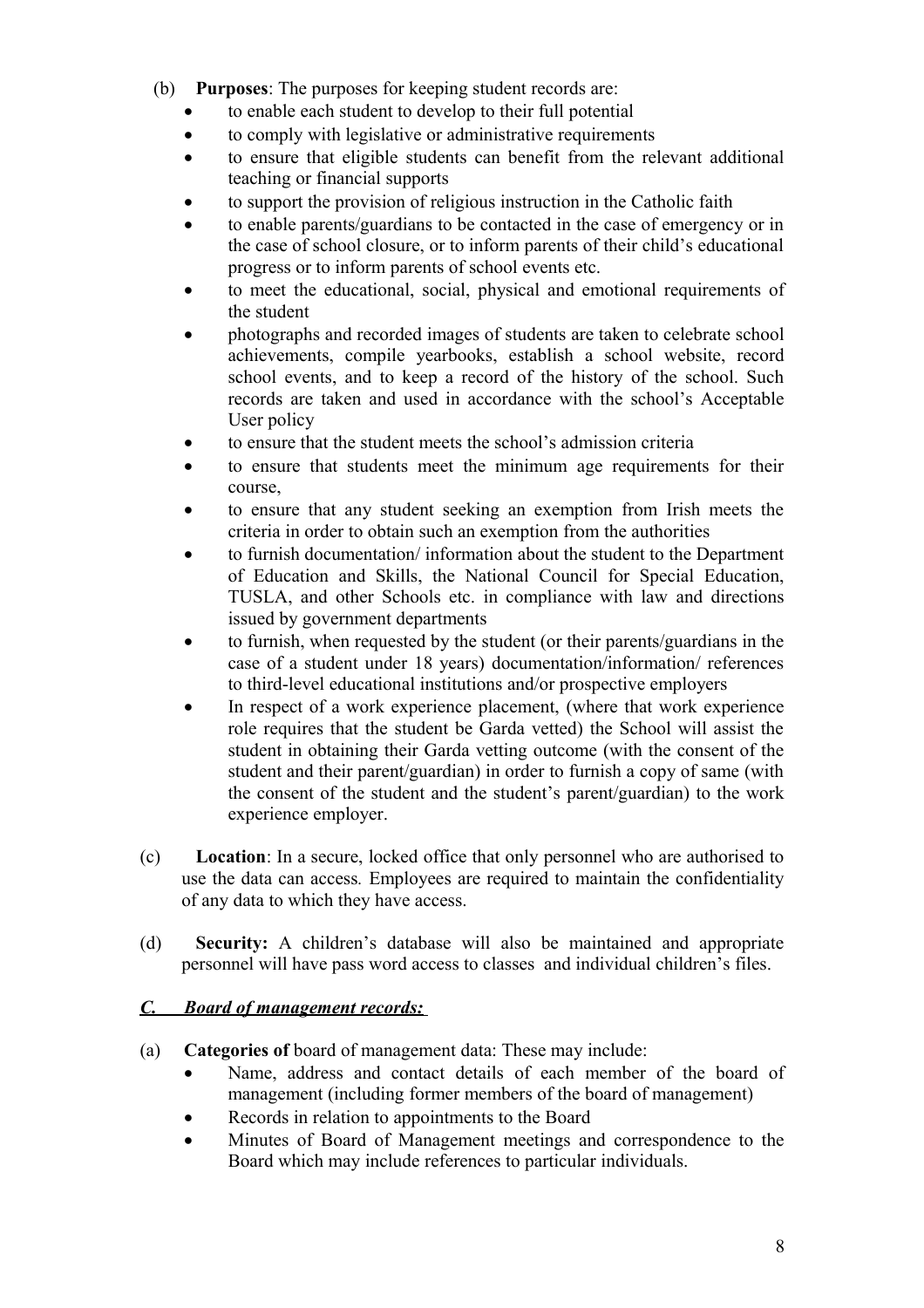(b) **Purposes**: The purposes for keeping student records are:
- to enable each student to develop to their full potential
- to comply with legislative or administrative requirements
- to ensure that eligible students can benefit from the relevant additional teaching or financial supports
- to support the provision of religious instruction in the Catholic faith
- to enable parents/guardians to be contacted in the case of emergency or in the case of school closure, or to inform parents of their child's educational progress or to inform parents of school events etc.
- to meet the educational, social, physical and emotional requirements of the student
- photographs and recorded images of students are taken to celebrate school achievements, compile yearbooks, establish a school website, record school events, and to keep a record of the history of the school. Such records are taken and used in accordance with the school's Acceptable User policy
- to ensure that the student meets the school's admission criteria
- to ensure that students meet the minimum age requirements for their course,
- to ensure that any student seeking an exemption from Irish meets the criteria in order to obtain such an exemption from the authorities
- to furnish documentation/ information about the student to the Department of Education and Skills, the National Council for Special Education, TUSLA, and other Schools etc. in compliance with law and directions issued by government departments
- to furnish, when requested by the student (or their parents/guardians in the case of a student under 18 years) documentation/information/ references to third-level educational institutions and/or prospective employers
- In respect of a work experience placement, (where that work experience role requires that the student be Garda vetted) the School will assist the student in obtaining their Garda vetting outcome (with the consent of the student and their parent/guardian) in order to furnish a copy of same (with the consent of the student and the student's parent/guardian) to the work experience employer.

(c) **Location**: In a secure, locked office that only personnel who are authorised to use the data can access. Employees are required to maintain the confidentiality of any data to which they have access.

(d) **Security:** A children's database will also be maintained and appropriate personnel will have pass word access to classes and individual children's files.

## *C. Board of management records:*

(a) **Categories of** board of management data: These may include:
- Name, address and contact details of each member of the board of management (including former members of the board of management)
- Records in relation to appointments to the Board
- Minutes of Board of Management meetings and correspondence to the Board which may include references to particular individuals.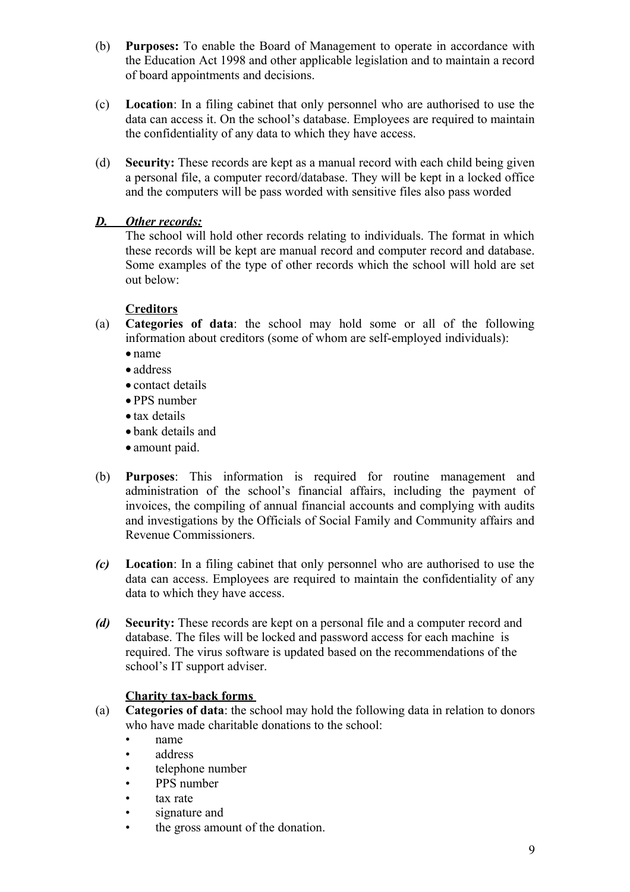(b) **Purposes:** To enable the Board of Management to operate in accordance with the Education Act 1998 and other applicable legislation and to maintain a record of board appointments and decisions.

(c) **Location**: In a filing cabinet that only personnel who are authorised to use the data can access it. On the school's database. Employees are required to maintain the confidentiality of any data to which they have access.

(d) **Security:** These records are kept as a manual record with each child being given a personal file, a computer record/database. They will be kept in a locked office and the computers will be pass worded with sensitive files also pass worded

***D. Other records:***

The school will hold other records relating to individuals. The format in which these records will be kept are manual record and computer record and database. Some examples of the type of other records which the school will hold are set out below:

**Creditors**

(a) **Categories of data**: the school may hold some or all of the following information about creditors (some of whom are self-employed individuals):

- name
- address
- contact details
- PPS number
- tax details
- bank details and
- amount paid.

(b) **Purposes**: This information is required for routine management and administration of the school's financial affairs, including the payment of invoices, the compiling of annual financial accounts and complying with audits and investigations by the Officials of Social Family and Community affairs and Revenue Commissioners.

*(c)* **Location**: In a filing cabinet that only personnel who are authorised to use the data can access. Employees are required to maintain the confidentiality of any data to which they have access.

*(d)* **Security:** These records are kept on a personal file and a computer record and database. The files will be locked and password access for each machine is required. The virus software is updated based on the recommendations of the school's IT support adviser.

**Charity tax-back forms**

(a) **Categories of data**: the school may hold the following data in relation to donors who have made charitable donations to the school:

- name
- address
- telephone number
- PPS number
- tax rate
- signature and
- the gross amount of the donation.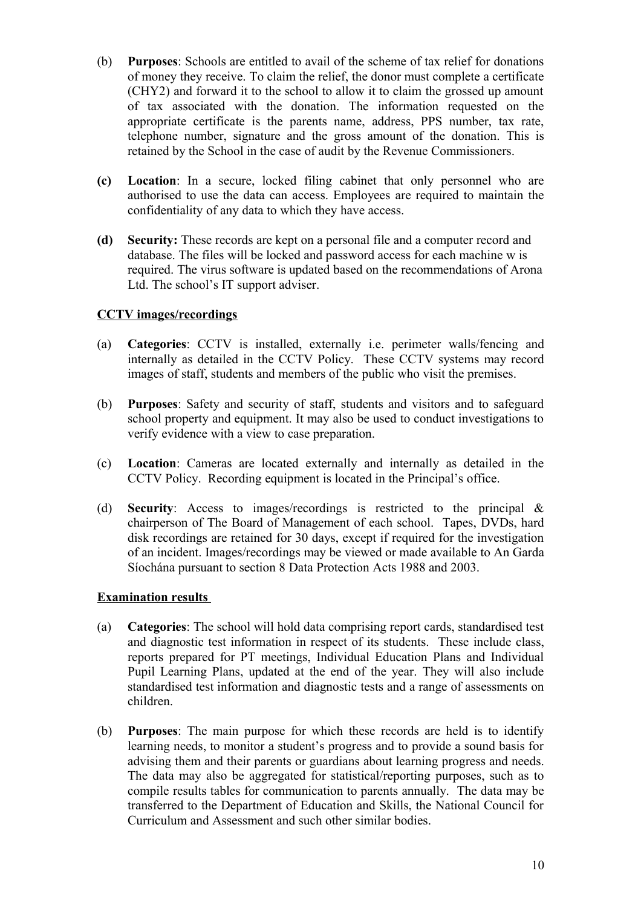(b) **Purposes**: Schools are entitled to avail of the scheme of tax relief for donations of money they receive. To claim the relief, the donor must complete a certificate (CHY2) and forward it to the school to allow it to claim the grossed up amount of tax associated with the donation. The information requested on the appropriate certificate is the parents name, address, PPS number, tax rate, telephone number, signature and the gross amount of the donation. This is retained by the School in the case of audit by the Revenue Commissioners.

**(c)** **Location**: In a secure, locked filing cabinet that only personnel who are authorised to use the data can access. Employees are required to maintain the confidentiality of any data to which they have access.

**(d)** **Security:** These records are kept on a personal file and a computer record and database. The files will be locked and password access for each machine w is required. The virus software is updated based on the recommendations of Arona Ltd. The school's IT support adviser.

**<u>CCTV images/recordings</u>**

(a) **Categories**: CCTV is installed, externally i.e. perimeter walls/fencing and internally as detailed in the CCTV Policy. These CCTV systems may record images of staff, students and members of the public who visit the premises.

(b) **Purposes**: Safety and security of staff, students and visitors and to safeguard school property and equipment. It may also be used to conduct investigations to verify evidence with a view to case preparation.

(c) **Location**: Cameras are located externally and internally as detailed in the CCTV Policy. Recording equipment is located in the Principal's office.

(d) **Security**: Access to images/recordings is restricted to the principal & chairperson of The Board of Management of each school. Tapes, DVDs, hard disk recordings are retained for 30 days, except if required for the investigation of an incident. Images/recordings may be viewed or made available to An Garda Síochána pursuant to section 8 Data Protection Acts 1988 and 2003.

**<u>Examination results</u>**

(a) **Categories**: The school will hold data comprising report cards, standardised test and diagnostic test information in respect of its students. These include class, reports prepared for PT meetings, Individual Education Plans and Individual Pupil Learning Plans, updated at the end of the year. They will also include standardised test information and diagnostic tests and a range of assessments on children.

(b) **Purposes**: The main purpose for which these records are held is to identify learning needs, to monitor a student's progress and to provide a sound basis for advising them and their parents or guardians about learning progress and needs. The data may also be aggregated for statistical/reporting purposes, such as to compile results tables for communication to parents annually. The data may be transferred to the Department of Education and Skills, the National Council for Curriculum and Assessment and such other similar bodies.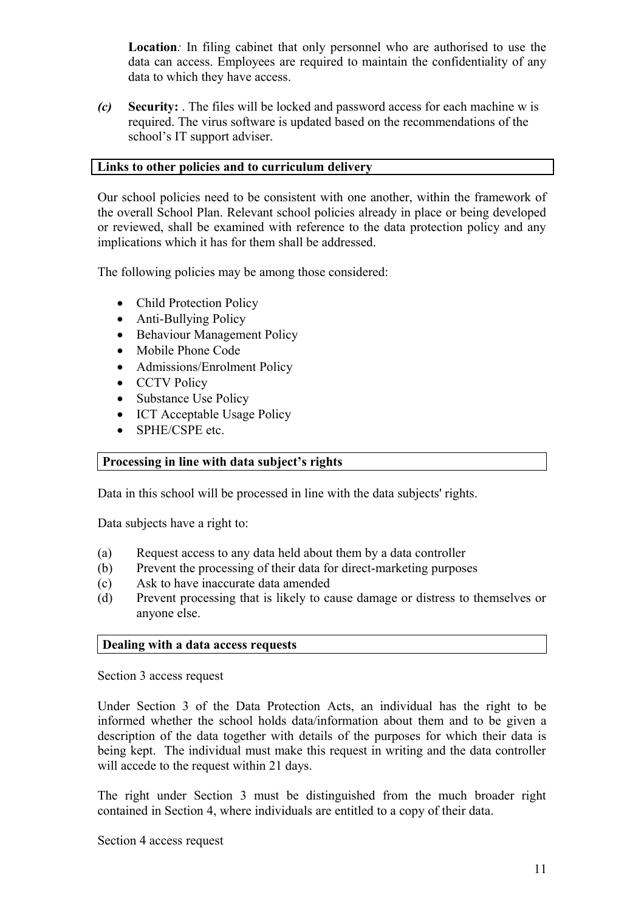**Location**: In filing cabinet that only personnel who are authorised to use the data can access. Employees are required to maintain the confidentiality of any data to which they have access.

***(c)*** **Security:** . The files will be locked and password access for each machine w is required. The virus software is updated based on the recommendations of the school's IT support adviser.

## Links to other policies and to curriculum delivery

Our school policies need to be consistent with one another, within the framework of the overall School Plan. Relevant school policies already in place or being developed or reviewed, shall be examined with reference to the data protection policy and any implications which it has for them shall be addressed.

The following policies may be among those considered:

- Child Protection Policy
- Anti-Bullying Policy
- Behaviour Management Policy
- Mobile Phone Code
- Admissions/Enrolment Policy
- CCTV Policy
- Substance Use Policy
- ICT Acceptable Usage Policy
- SPHE/CSPE etc.

## Processing in line with data subject's rights

Data in this school will be processed in line with the data subjects' rights.

Data subjects have a right to:

(a) Request access to any data held about them by a data controller
(b) Prevent the processing of their data for direct-marketing purposes
(c) Ask to have inaccurate data amended
(d) Prevent processing that is likely to cause damage or distress to themselves or anyone else.

## Dealing with a data access requests

Section 3 access request

Under Section 3 of the Data Protection Acts, an individual has the right to be informed whether the school holds data/information about them and to be given a description of the data together with details of the purposes for which their data is being kept. The individual must make this request in writing and the data controller will accede to the request within 21 days.

The right under Section 3 must be distinguished from the much broader right contained in Section 4, where individuals are entitled to a copy of their data.

Section 4 access request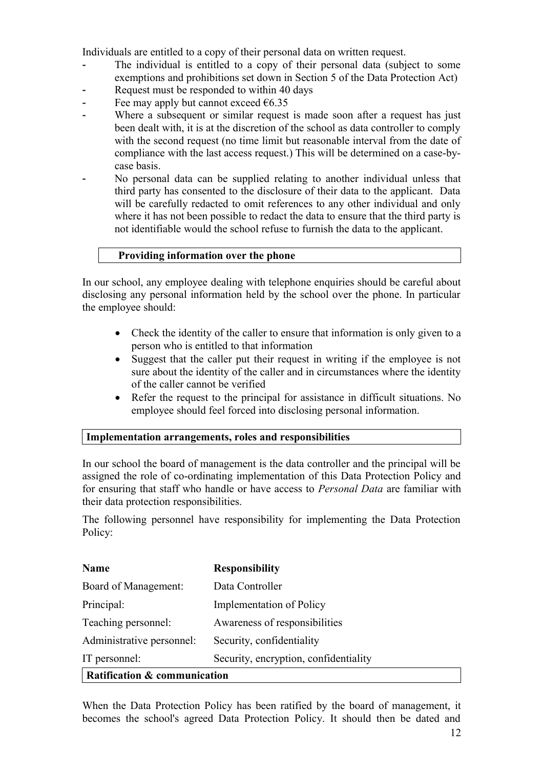Individuals are entitled to a copy of their personal data on written request.

- The individual is entitled to a copy of their personal data (subject to some exemptions and prohibitions set down in Section 5 of the Data Protection Act)
- Request must be responded to within 40 days
- Fee may apply but cannot exceed €6.35
- Where a subsequent or similar request is made soon after a request has just been dealt with, it is at the discretion of the school as data controller to comply with the second request (no time limit but reasonable interval from the date of compliance with the last access request.) This will be determined on a case-by-case basis.
- No personal data can be supplied relating to another individual unless that third party has consented to the disclosure of their data to the applicant. Data will be carefully redacted to omit references to any other individual and only where it has not been possible to redact the data to ensure that the third party is not identifiable would the school refuse to furnish the data to the applicant.

## Providing information over the phone

In our school, any employee dealing with telephone enquiries should be careful about disclosing any personal information held by the school over the phone. In particular the employee should:

- Check the identity of the caller to ensure that information is only given to a person who is entitled to that information
- Suggest that the caller put their request in writing if the employee is not sure about the identity of the caller and in circumstances where the identity of the caller cannot be verified
- Refer the request to the principal for assistance in difficult situations. No employee should feel forced into disclosing personal information.

## Implementation arrangements, roles and responsibilities

In our school the board of management is the data controller and the principal will be assigned the role of co-ordinating implementation of this Data Protection Policy and for ensuring that staff who handle or have access to *Personal Data* are familiar with their data protection responsibilities.

The following personnel have responsibility for implementing the Data Protection Policy:

| **Name** | **Responsibility** |
|---|---|
| Board of Management: | Data Controller |
| Principal: | Implementation of Policy |
| Teaching personnel: | Awareness of responsibilities |
| Administrative personnel: | Security, confidentiality |
| IT personnel: | Security, encryption, confidentiality |

## Ratification & communication

When the Data Protection Policy has been ratified by the board of management, it becomes the school's agreed Data Protection Policy. It should then be dated and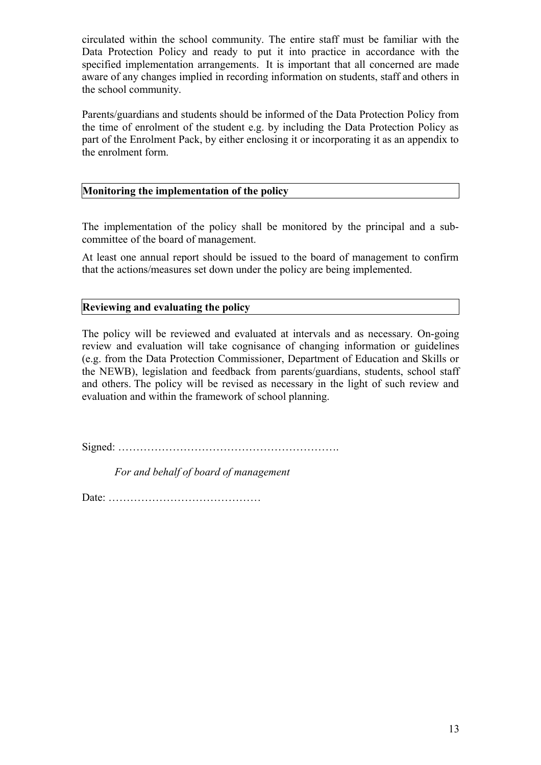circulated within the school community. The entire staff must be familiar with the Data Protection Policy and ready to put it into practice in accordance with the specified implementation arrangements. It is important that all concerned are made aware of any changes implied in recording information on students, staff and others in the school community.

Parents/guardians and students should be informed of the Data Protection Policy from the time of enrolment of the student e.g. by including the Data Protection Policy as part of the Enrolment Pack, by either enclosing it or incorporating it as an appendix to the enrolment form.

**Monitoring the implementation of the policy**

The implementation of the policy shall be monitored by the principal and a sub-committee of the board of management.

At least one annual report should be issued to the board of management to confirm that the actions/measures set down under the policy are being implemented.

**Reviewing and evaluating the policy**

The policy will be reviewed and evaluated at intervals and as necessary. On-going review and evaluation will take cognisance of changing information or guidelines (e.g. from the Data Protection Commissioner, Department of Education and Skills or the NEWB), legislation and feedback from parents/guardians, students, school staff and others. The policy will be revised as necessary in the light of such review and evaluation and within the framework of school planning.

Signed: …………………………………………………….

*For and behalf of board of management*

Date: ……………………………………